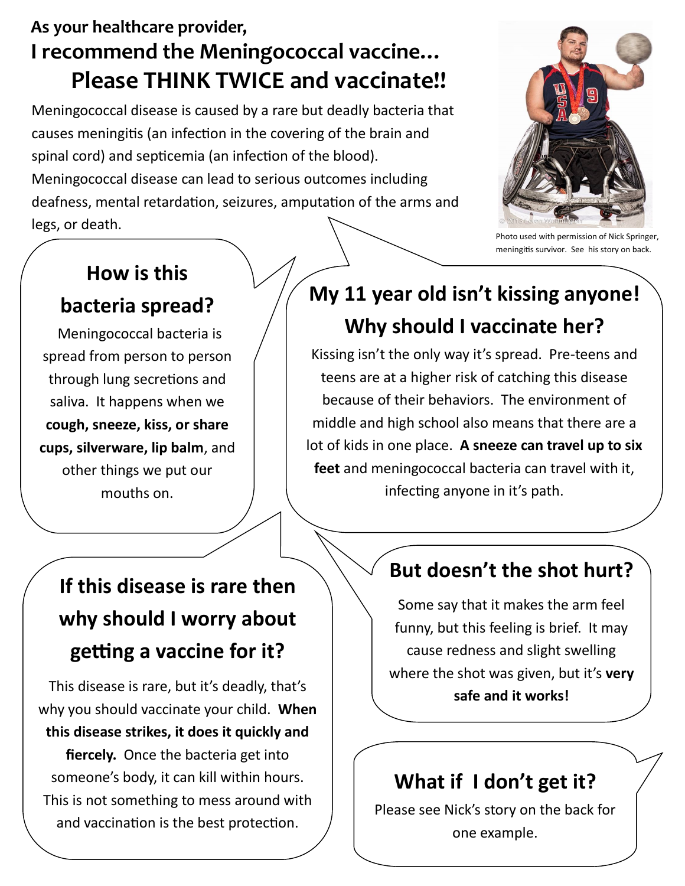**As your healthcare provider,**

# I recommend the Meningococcal vaccine… Please THINK TWICE and vaccinate!!

Meningococcal disease is caused by a rare but deadly bacteria that causes meningitis (an infection in the covering of the brain and spinal cord) and septicemia (an infection of the blood). Meningococcal disease can lead to serious outcomes including deafness, mental retardation, seizures, amputation of the arms and legs, or death.

Photo used with permission of Nick Springer, meningitis survivor. See his story on back.

## How is this bacteria spread?

Meningococcal bacteria is spread from person to person through lung secretions and saliva. It happens when we **cough, sneeze, kiss, or share cups, silverware, lip balm**, and other things we put our mouths on.

## My 11 year old isn't kissing anyone! Why should I vaccinate her?

Kissing isn't the only way it's spread. Pre-teens and teens are at a higher risk of catching this disease because of their behaviors. The environment of middle and high school also means that there are a lot of kids in one place. **A sneeze can travel up to six feet** and meningococcal bacteria can travel with it, infecting anyone in it's path.

## If this disease is rare then why should I worry about getting a vaccine for it?

This disease is rare, but it's deadly, that's why you should vaccinate your child. **When this disease strikes, it does it quickly and fiercely.** Once the bacteria get into someone's body, it can kill within hours. This is not something to mess around with and vaccination is the best protection.

## But doesn't the shot hurt?

Some say that it makes the arm feel funny, but this feeling is brief. It may cause redness and slight swelling where the shot was given, but it's **very safe and it works!**

## What if I don't get it?

Please see Nick's story on the back for one example.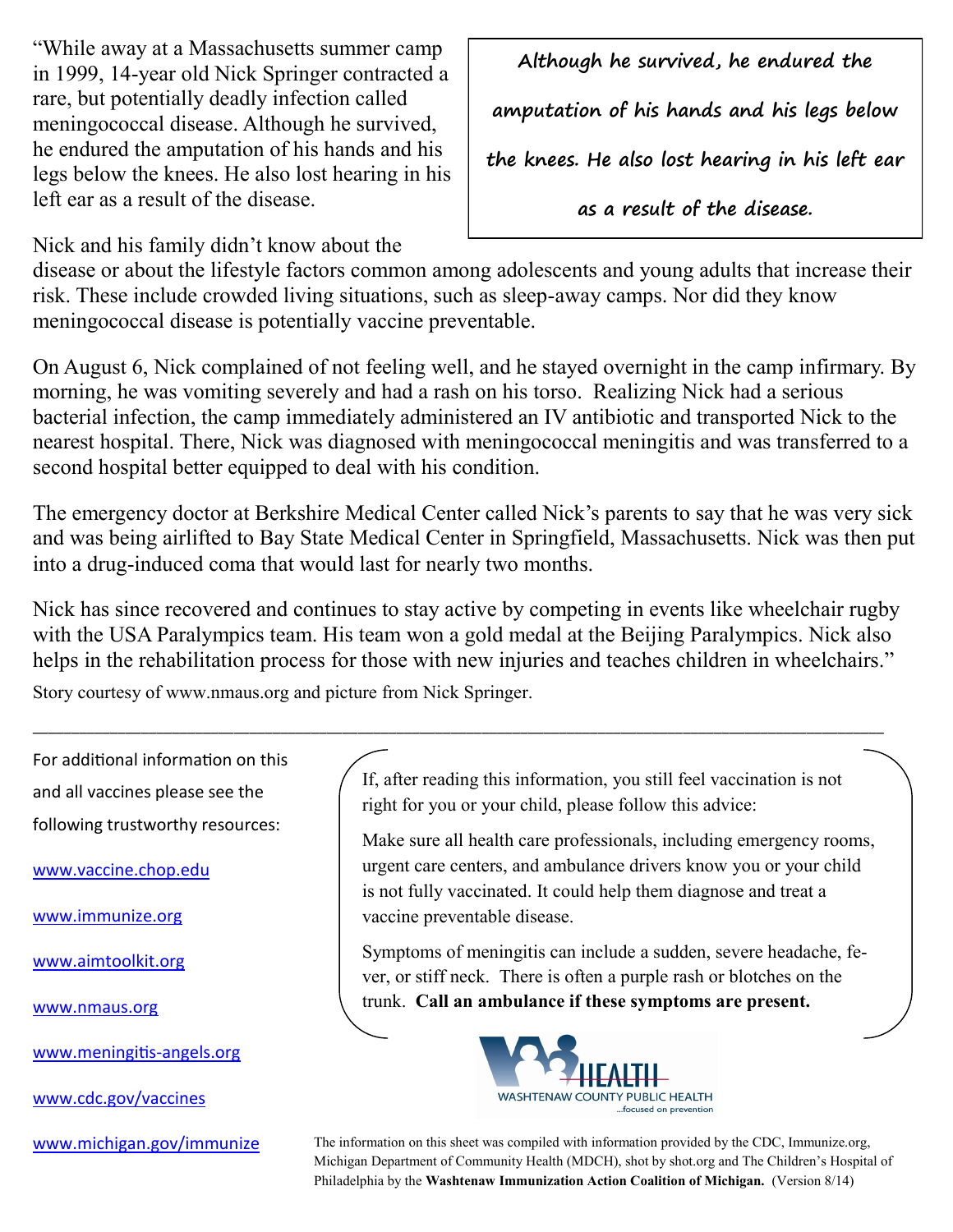"While away at a Massachusetts summer camp in 1999, 14-year old Nick Springer contracted a rare, but potentially deadly infection called meningococcal disease. Although he survived, he endured the amputation of his hands and his legs below the knees. He also lost hearing in his left ear as a result of the disease.

> *Although he survived, he endured the amputation of his hands and his legs below the knees. He also lost hearing in his left ear as a result of the disease.*

Nick and his family didn't know about the disease or about the lifestyle factors common among adolescents and young adults that increase their risk. These include crowded living situations, such as sleep-away camps. Nor did they know meningococcal disease is potentially vaccine preventable.

On August 6, Nick complained of not feeling well, and he stayed overnight in the camp infirmary. By morning, he was vomiting severely and had a rash on his torso. Realizing Nick had a serious bacterial infection, the camp immediately administered an IV antibiotic and transported Nick to the nearest hospital. There, Nick was diagnosed with meningococcal meningitis and was transferred to a second hospital better equipped to deal with his condition.

The emergency doctor at Berkshire Medical Center called Nick's parents to say that he was very sick and was being airlifted to Bay State Medical Center in Springfield, Massachusetts. Nick was then put into a drug-induced coma that would last for nearly two months.

Nick has since recovered and continues to stay active by competing in events like wheelchair rugby with the USA Paralympics team. His team won a gold medal at the Beijing Paralympics. Nick also helps in the rehabilitation process for those with new injuries and teaches children in wheelchairs."

Story courtesy of www.nmaus.org and picture from Nick Springer.

---

For additional information on this and all vaccines please see the following trustworthy resources:

- www.vaccine.chop.edu
- www.immunize.org
- www.aimtoolkit.org
- www.nmaus.org
- www.meningitis-angels.org
- www.cdc.gov/vaccines
- www.michigan.gov/immunize

If, after reading this information, you still feel vaccination is not right for you or your child, please follow this advice:

Make sure all health care professionals, including emergency rooms, urgent care centers, and ambulance drivers know you or your child is not fully vaccinated. It could help them diagnose and treat a vaccine preventable disease.

Symptoms of meningitis can include a sudden, severe headache, fever, or stiff neck. There is often a purple rash or blotches on the trunk. **Call an ambulance if these symptoms are present.**

HEALTH
WASHTENAW COUNTY PUBLIC HEALTH
...focused on prevention

The information on this sheet was compiled with information provided by the CDC, Immunize.org, Michigan Department of Community Health (MDCH), shot by shot.org and The Children's Hospital of Philadelphia by the **Washtenaw Immunization Action Coalition of Michigan.** (Version 8/14)